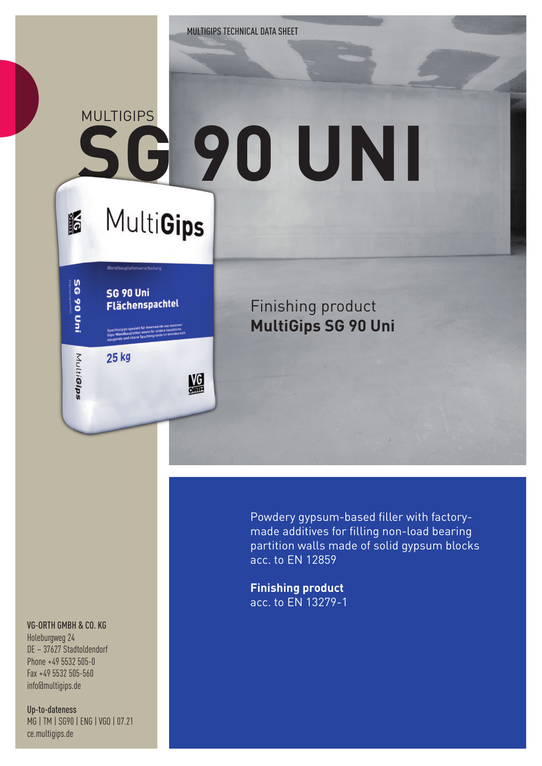MULTIGIPS

# SG 90 UNI

Finishing product
**MultiGips SG 90 Uni**

Powdery gypsum-based filler with factory-made additives for filling non-load bearing partition walls made of solid gypsum blocks acc. to EN 12859

**Finishing product**
acc. to EN 13279-1

**VG-ORTH GMBH & CO. KG**
Holeburgweg 24
DE – 37627 Stadtoldendorf
Phone +49 5532 505-0
Fax +49 5532 505-560
info@multigips.de

Up-to-dateness
MG | TM | SG90 | ENG | VGO | 07.21
ce.multigips.de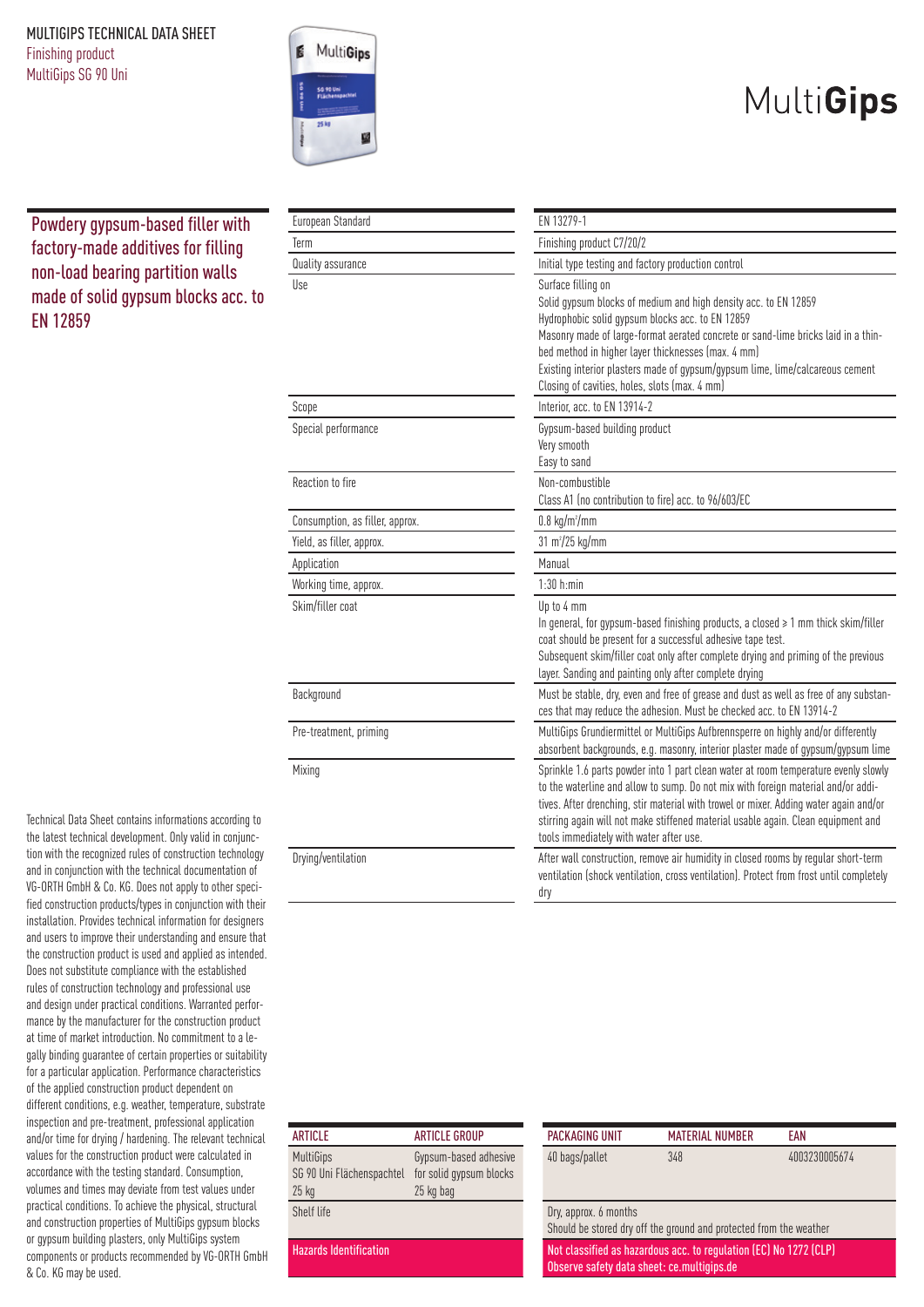MULTIGIPS TECHNICAL DATA SHEET
Finishing product
MultiGips SG 90 Uni

MultiGips

## Powdery gypsum-based filler with factory-made additives for filling non-load bearing partition walls made of solid gypsum blocks acc. to EN 12859

| | |
|---|---|
| European Standard | EN 13279-1 |
| Term | Finishing product C7/20/2 |
| Quality assurance | Initial type testing and factory production control |
| Use | Surface filling on<br>Solid gypsum blocks of medium and high density acc. to EN 12859<br>Hydrophobic solid gypsum blocks acc. to EN 12859<br>Masonry made of large-format aerated concrete or sand-lime bricks laid in a thin-bed method in higher layer thicknesses (max. 4 mm)<br>Existing interior plasters made of gypsum/gypsum lime, lime/calcareous cement<br>Closing of cavities, holes, slots (max. 4 mm) |
| Scope | Interior, acc. to EN 13914-2 |
| Special performance | Gypsum-based building product<br>Very smooth<br>Easy to sand |
| Reaction to fire | Non-combustible<br>Class A1 (no contribution to fire) acc. to 96/603/EC |
| Consumption, as filler, approx. | 0.8 kg/m²/mm |
| Yield, as filler, approx. | 31 m²/25 kg/mm |
| Application | Manual |
| Working time, approx. | 1:30 h:min |
| Skim/filler coat | Up to 4 mm<br>In general, for gypsum-based finishing products, a closed ≥ 1 mm thick skim/filler coat should be present for a successful adhesive tape test.<br>Subsequent skim/filler coat only after complete drying and priming of the previous layer. Sanding and painting only after complete drying |
| Background | Must be stable, dry, even and free of grease and dust as well as free of any substances that may reduce the adhesion. Must be checked acc. to EN 13914-2 |
| Pre-treatment, priming | MultiGips Grundiermittel or MultiGips Aufbrennsperre on highly and/or differently absorbent backgrounds, e.g. masonry, interior plaster made of gypsum/gypsum lime |
| Mixing | Sprinkle 1.6 parts powder into 1 part clean water at room temperature evenly slowly to the waterline and allow to sump. Do not mix with foreign material and/or additives. After drenching, stir material with trowel or mixer. Adding water again and/or stirring again will not make stiffened material usable again. Clean equipment and tools immediately with water after use. |
| Drying/ventilation | After wall construction, remove air humidity in closed rooms by regular short-term ventilation (shock ventilation, cross ventilation). Protect from frost until completely dry |

Technical Data Sheet contains informations according to the latest technical development. Only valid in conjunction with the recognized rules of construction technology and in conjunction with the technical documentation of VG-ORTH GmbH & Co. KG. Does not apply to other specified construction products/types in conjunction with their installation. Provides technical information for designers and users to improve their understanding and ensure that the construction product is used and applied as intended. Does not substitute compliance with the established rules of construction technology and professional use and design under practical conditions. Warranted performance by the manufacturer for the construction product at time of market introduction. No commitment to a legally binding guarantee of certain properties or suitability for a particular application. Performance characteristics of the applied construction product dependent on different conditions, e.g. weather, temperature, substrate inspection and pre-treatment, professional application and/or time for drying / hardening. The relevant technical values for the construction product were calculated in accordance with the testing standard. Consumption, volumes and times may deviate from test values under practical conditions. To achieve the physical, structural and construction properties of MultiGips gypsum blocks or gypsum building plasters, only MultiGips system components or products recommended by VG-ORTH GmbH & Co. KG may be used.

| ARTICLE | ARTICLE GROUP | PACKAGING UNIT | MATERIAL NUMBER | EAN |
|---|---|---|---|---|
| MultiGips<br>SG 90 Uni Flächenspachtel<br>25 kg | Gypsum-based adhesive for solid gypsum blocks<br>25 kg bag | 40 bags/pallet | 348 | 4003230005674 |
| Shelf life | | Dry, approx. 6 months<br>Should be stored dry off the ground and protected from the weather | | |
| Hazards Identification | | Not classified as hazardous acc. to regulation (EC) No 1272 (CLP)<br>Observe safety data sheet: ce.multigips.de | | |